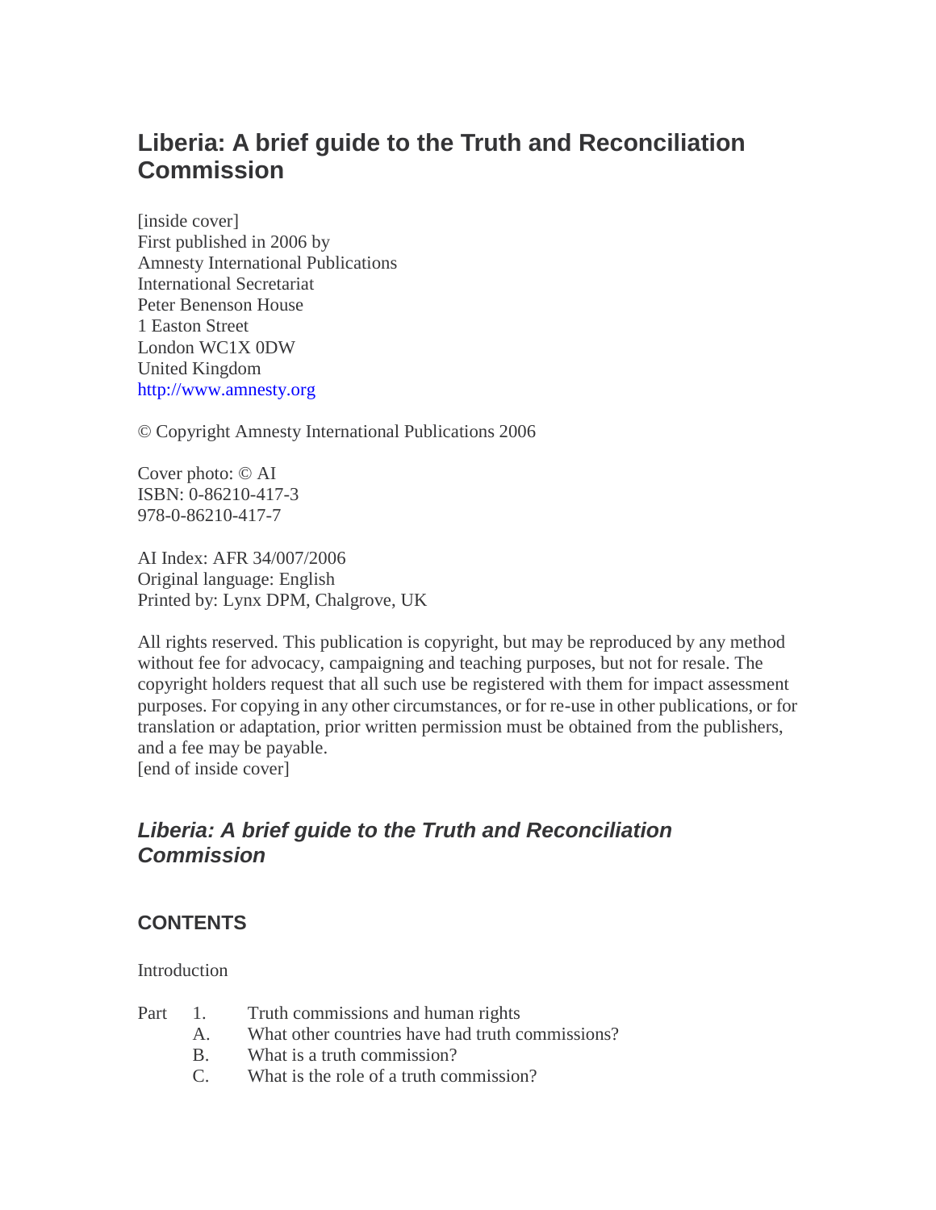# Liberia: A brief guide to the Truth and Reconciliation Commission

[inside cover]
First published in 2006 by
Amnesty International Publications
International Secretariat
Peter Benenson House
1 Easton Street
London WC1X 0DW
United Kingdom
http://www.amnesty.org

© Copyright Amnesty International Publications 2006

Cover photo: © AI
ISBN: 0-86210-417-3
978-0-86210-417-7

AI Index: AFR 34/007/2006
Original language: English
Printed by: Lynx DPM, Chalgrove, UK

All rights reserved. This publication is copyright, but may be reproduced by any method without fee for advocacy, campaigning and teaching purposes, but not for resale. The copyright holders request that all such use be registered with them for impact assessment purposes. For copying in any other circumstances, or for re-use in other publications, or for translation or adaptation, prior written permission must be obtained from the publishers, and a fee may be payable.
[end of inside cover]

## *Liberia: A brief guide to the Truth and Reconciliation Commission*

## CONTENTS

Introduction

Part 1. Truth commissions and human rights
- A. What other countries have had truth commissions?
- B. What is a truth commission?
- C. What is the role of a truth commission?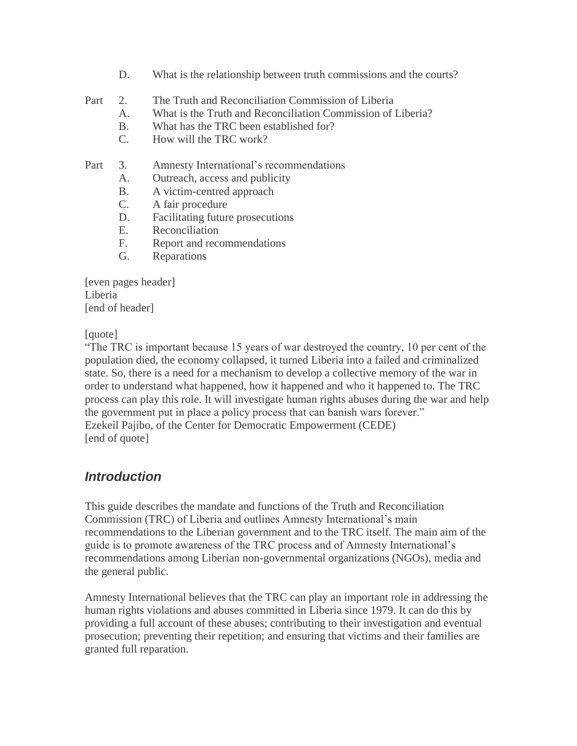D. What is the relationship between truth commissions and the courts?

Part 2. The Truth and Reconciliation Commission of Liberia

A. What is the Truth and Reconciliation Commission of Liberia?
B. What has the TRC been established for?
C. How will the TRC work?

Part 3. Amnesty International's recommendations

A. Outreach, access and publicity
B. A victim-centred approach
C. A fair procedure
D. Facilitating future prosecutions
E. Reconciliation
F. Report and recommendations
G. Reparations

[quote]
"The TRC is important because 15 years of war destroyed the country, 10 per cent of the population died, the economy collapsed, it turned Liberia into a failed and criminalized state. So, there is a need for a mechanism to develop a collective memory of the war in order to understand what happened, how it happened and who it happened to. The TRC process can play this role. It will investigate human rights abuses during the war and help the government put in place a policy process that can banish wars forever."
Ezekeil Pajibo, of the Center for Democratic Empowerment (CEDE)
[end of quote]

## *Introduction*

This guide describes the mandate and functions of the Truth and Reconciliation Commission (TRC) of Liberia and outlines Amnesty International's main recommendations to the Liberian government and to the TRC itself. The main aim of the guide is to promote awareness of the TRC process and of Amnesty International's recommendations among Liberian non-governmental organizations (NGOs), media and the general public.

Amnesty International believes that the TRC can play an important role in addressing the human rights violations and abuses committed in Liberia since 1979. It can do this by providing a full account of these abuses; contributing to their investigation and eventual prosecution; preventing their repetition; and ensuring that victims and their families are granted full reparation.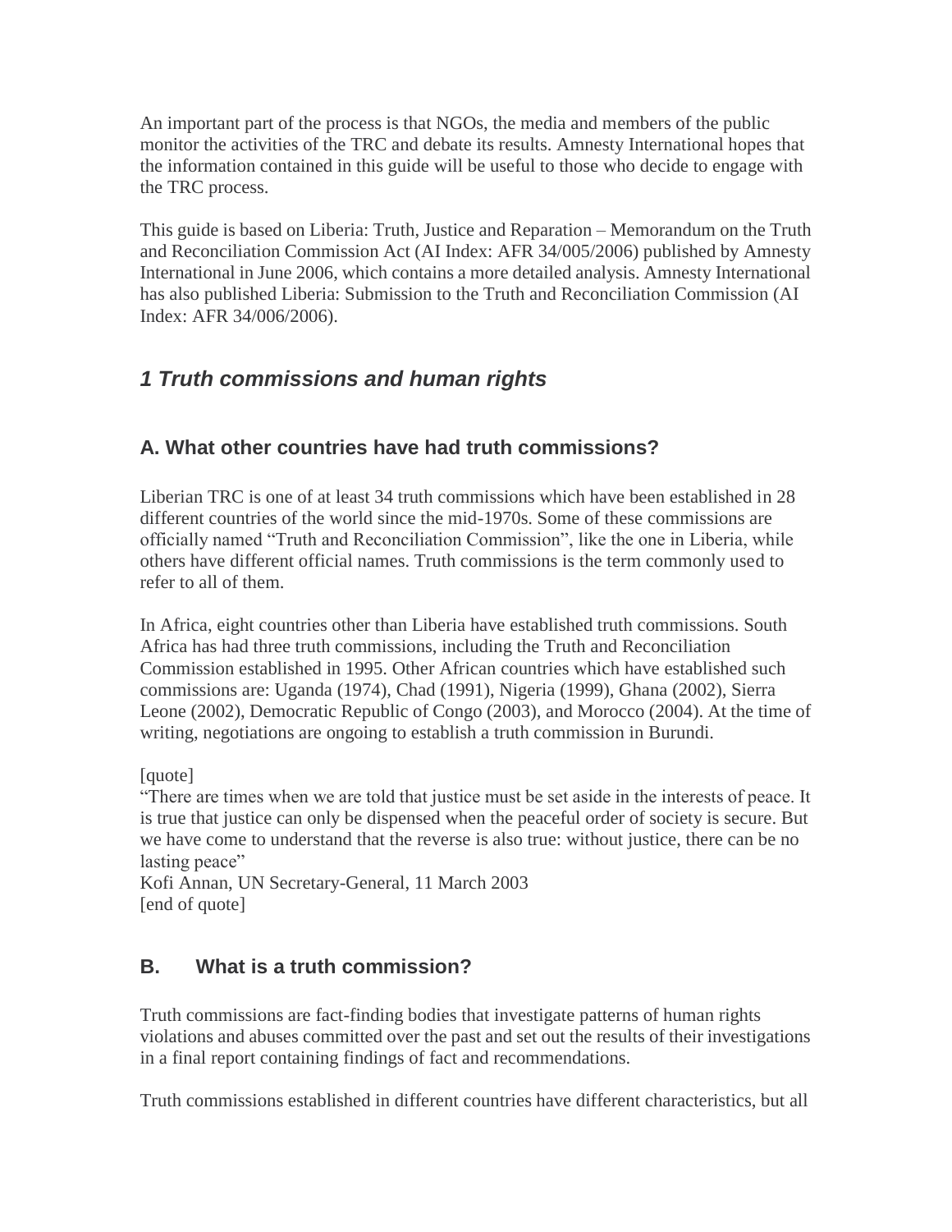An important part of the process is that NGOs, the media and members of the public monitor the activities of the TRC and debate its results. Amnesty International hopes that the information contained in this guide will be useful to those who decide to engage with the TRC process.

This guide is based on Liberia: Truth, Justice and Reparation – Memorandum on the Truth and Reconciliation Commission Act (AI Index: AFR 34/005/2006) published by Amnesty International in June 2006, which contains a more detailed analysis. Amnesty International has also published Liberia: Submission to the Truth and Reconciliation Commission (AI Index: AFR 34/006/2006).

## *1 Truth commissions and human rights*

### A. What other countries have had truth commissions?

Liberian TRC is one of at least 34 truth commissions which have been established in 28 different countries of the world since the mid-1970s. Some of these commissions are officially named "Truth and Reconciliation Commission", like the one in Liberia, while others have different official names. Truth commissions is the term commonly used to refer to all of them.

In Africa, eight countries other than Liberia have established truth commissions. South Africa has had three truth commissions, including the Truth and Reconciliation Commission established in 1995. Other African countries which have established such commissions are: Uganda (1974), Chad (1991), Nigeria (1999), Ghana (2002), Sierra Leone (2002), Democratic Republic of Congo (2003), and Morocco (2004). At the time of writing, negotiations are ongoing to establish a truth commission in Burundi.

[quote]
"There are times when we are told that justice must be set aside in the interests of peace. It is true that justice can only be dispensed when the peaceful order of society is secure. But we have come to understand that the reverse is also true: without justice, there can be no lasting peace"
Kofi Annan, UN Secretary-General, 11 March 2003
[end of quote]

### B. What is a truth commission?

Truth commissions are fact-finding bodies that investigate patterns of human rights violations and abuses committed over the past and set out the results of their investigations in a final report containing findings of fact and recommendations.

Truth commissions established in different countries have different characteristics, but all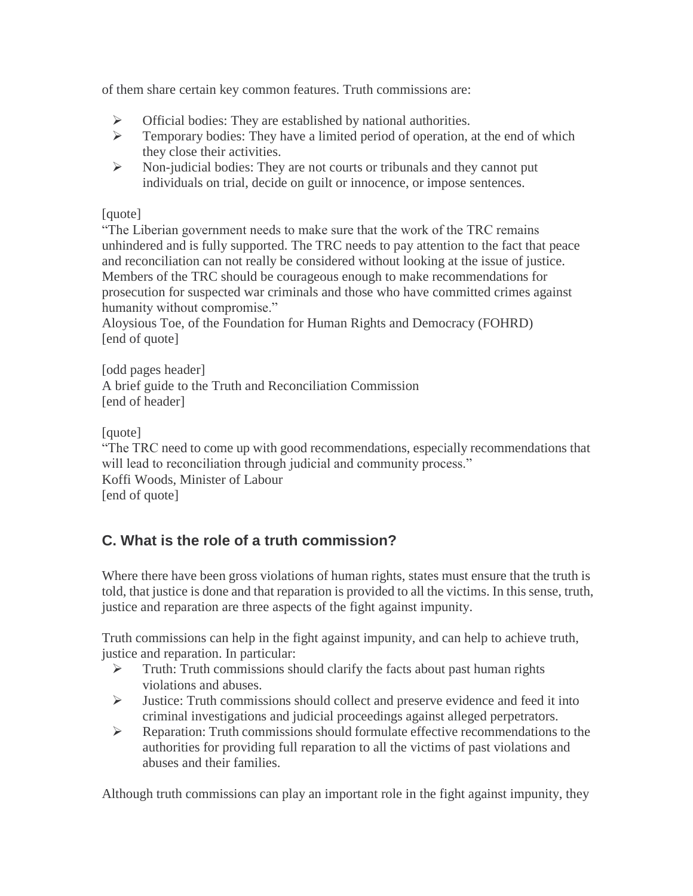of them share certain key common features. Truth commissions are:

- Official bodies: They are established by national authorities.
- Temporary bodies: They have a limited period of operation, at the end of which they close their activities.
- Non-judicial bodies: They are not courts or tribunals and they cannot put individuals on trial, decide on guilt or innocence, or impose sentences.

[quote]
"The Liberian government needs to make sure that the work of the TRC remains unhindered and is fully supported. The TRC needs to pay attention to the fact that peace and reconciliation can not really be considered without looking at the issue of justice. Members of the TRC should be courageous enough to make recommendations for prosecution for suspected war criminals and those who have committed crimes against humanity without compromise."
Aloysious Toe, of the Foundation for Human Rights and Democracy (FOHRD)
[end of quote]

[odd pages header]
A brief guide to the Truth and Reconciliation Commission
[end of header]

[quote]
"The TRC need to come up with good recommendations, especially recommendations that will lead to reconciliation through judicial and community process."
Koffi Woods, Minister of Labour
[end of quote]

## C. What is the role of a truth commission?

Where there have been gross violations of human rights, states must ensure that the truth is told, that justice is done and that reparation is provided to all the victims. In this sense, truth, justice and reparation are three aspects of the fight against impunity.

Truth commissions can help in the fight against impunity, and can help to achieve truth, justice and reparation. In particular:

- Truth: Truth commissions should clarify the facts about past human rights violations and abuses.
- Justice: Truth commissions should collect and preserve evidence and feed it into criminal investigations and judicial proceedings against alleged perpetrators.
- Reparation: Truth commissions should formulate effective recommendations to the authorities for providing full reparation to all the victims of past violations and abuses and their families.

Although truth commissions can play an important role in the fight against impunity, they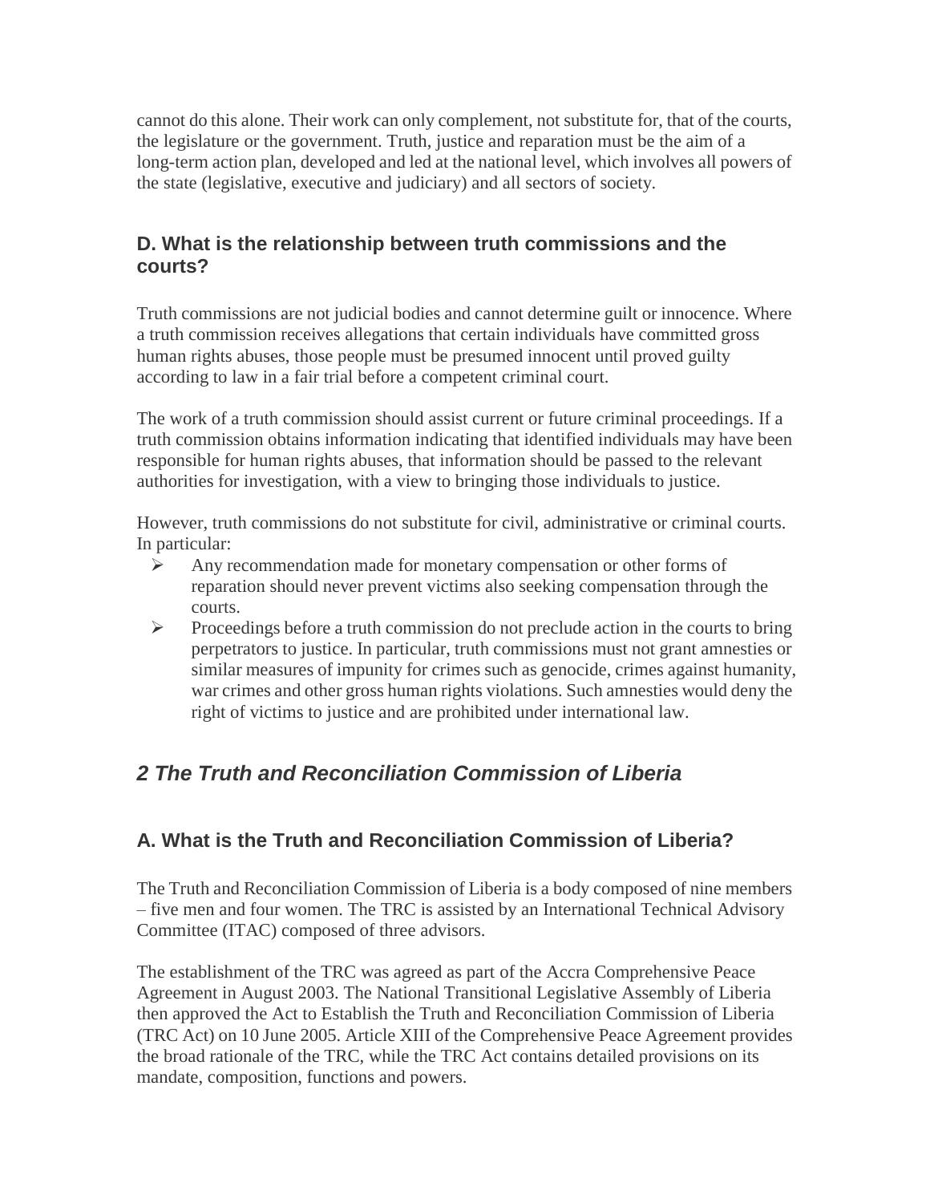cannot do this alone. Their work can only complement, not substitute for, that of the courts, the legislature or the government. Truth, justice and reparation must be the aim of a long-term action plan, developed and led at the national level, which involves all powers of the state (legislative, executive and judiciary) and all sectors of society.

### D. What is the relationship between truth commissions and the courts?

Truth commissions are not judicial bodies and cannot determine guilt or innocence. Where a truth commission receives allegations that certain individuals have committed gross human rights abuses, those people must be presumed innocent until proved guilty according to law in a fair trial before a competent criminal court.

The work of a truth commission should assist current or future criminal proceedings. If a truth commission obtains information indicating that identified individuals may have been responsible for human rights abuses, that information should be passed to the relevant authorities for investigation, with a view to bringing those individuals to justice.

However, truth commissions do not substitute for civil, administrative or criminal courts. In particular:

- Any recommendation made for monetary compensation or other forms of reparation should never prevent victims also seeking compensation through the courts.
- Proceedings before a truth commission do not preclude action in the courts to bring perpetrators to justice. In particular, truth commissions must not grant amnesties or similar measures of impunity for crimes such as genocide, crimes against humanity, war crimes and other gross human rights violations. Such amnesties would deny the right of victims to justice and are prohibited under international law.

## *2 The Truth and Reconciliation Commission of Liberia*

### A. What is the Truth and Reconciliation Commission of Liberia?

The Truth and Reconciliation Commission of Liberia is a body composed of nine members – five men and four women. The TRC is assisted by an International Technical Advisory Committee (ITAC) composed of three advisors.

The establishment of the TRC was agreed as part of the Accra Comprehensive Peace Agreement in August 2003. The National Transitional Legislative Assembly of Liberia then approved the Act to Establish the Truth and Reconciliation Commission of Liberia (TRC Act) on 10 June 2005. Article XIII of the Comprehensive Peace Agreement provides the broad rationale of the TRC, while the TRC Act contains detailed provisions on its mandate, composition, functions and powers.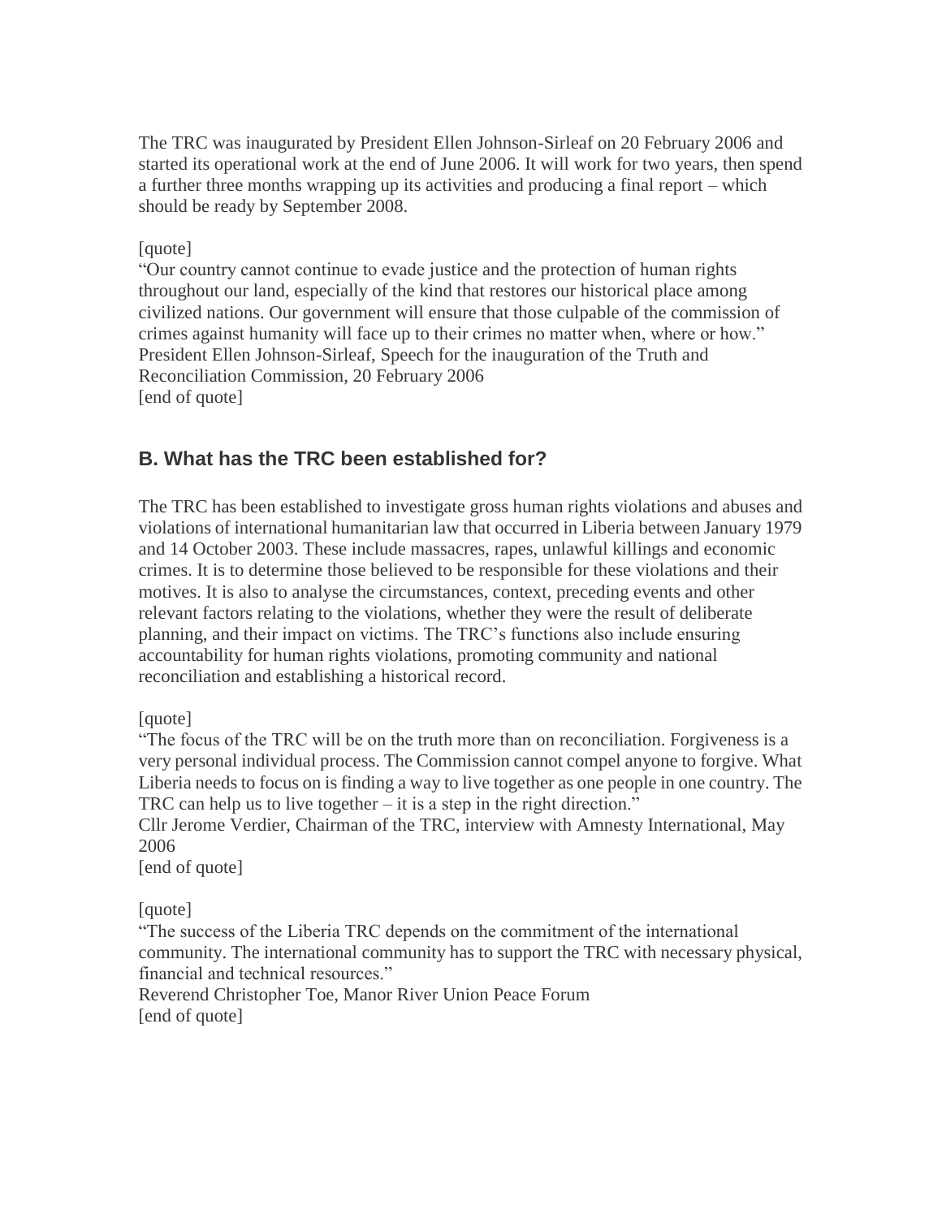The TRC was inaugurated by President Ellen Johnson-Sirleaf on 20 February 2006 and started its operational work at the end of June 2006. It will work for two years, then spend a further three months wrapping up its activities and producing a final report – which should be ready by September 2008.

[quote]
"Our country cannot continue to evade justice and the protection of human rights throughout our land, especially of the kind that restores our historical place among civilized nations. Our government will ensure that those culpable of the commission of crimes against humanity will face up to their crimes no matter when, where or how."
President Ellen Johnson-Sirleaf, Speech for the inauguration of the Truth and Reconciliation Commission, 20 February 2006
[end of quote]

## B. What has the TRC been established for?

The TRC has been established to investigate gross human rights violations and abuses and violations of international humanitarian law that occurred in Liberia between January 1979 and 14 October 2003. These include massacres, rapes, unlawful killings and economic crimes. It is to determine those believed to be responsible for these violations and their motives. It is also to analyse the circumstances, context, preceding events and other relevant factors relating to the violations, whether they were the result of deliberate planning, and their impact on victims. The TRC's functions also include ensuring accountability for human rights violations, promoting community and national reconciliation and establishing a historical record.

[quote]
"The focus of the TRC will be on the truth more than on reconciliation. Forgiveness is a very personal individual process. The Commission cannot compel anyone to forgive. What Liberia needs to focus on is finding a way to live together as one people in one country. The TRC can help us to live together – it is a step in the right direction."
Cllr Jerome Verdier, Chairman of the TRC, interview with Amnesty International, May 2006
[end of quote]

[quote]
"The success of the Liberia TRC depends on the commitment of the international community. The international community has to support the TRC with necessary physical, financial and technical resources."
Reverend Christopher Toe, Manor River Union Peace Forum
[end of quote]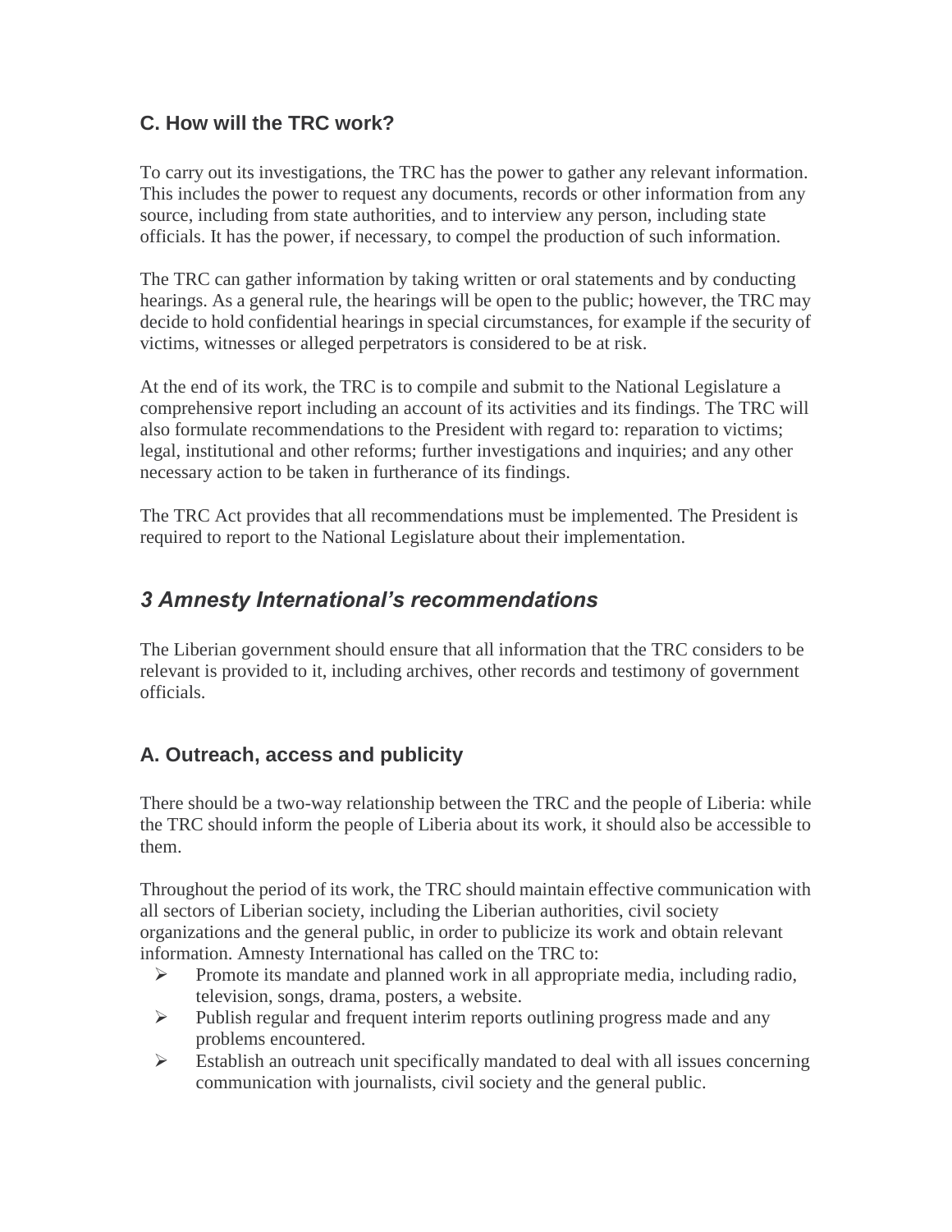### C. How will the TRC work?

To carry out its investigations, the TRC has the power to gather any relevant information. This includes the power to request any documents, records or other information from any source, including from state authorities, and to interview any person, including state officials. It has the power, if necessary, to compel the production of such information.

The TRC can gather information by taking written or oral statements and by conducting hearings. As a general rule, the hearings will be open to the public; however, the TRC may decide to hold confidential hearings in special circumstances, for example if the security of victims, witnesses or alleged perpetrators is considered to be at risk.

At the end of its work, the TRC is to compile and submit to the National Legislature a comprehensive report including an account of its activities and its findings. The TRC will also formulate recommendations to the President with regard to: reparation to victims; legal, institutional and other reforms; further investigations and inquiries; and any other necessary action to be taken in furtherance of its findings.

The TRC Act provides that all recommendations must be implemented. The President is required to report to the National Legislature about their implementation.

## *3 Amnesty International's recommendations*

The Liberian government should ensure that all information that the TRC considers to be relevant is provided to it, including archives, other records and testimony of government officials.

### A. Outreach, access and publicity

There should be a two-way relationship between the TRC and the people of Liberia: while the TRC should inform the people of Liberia about its work, it should also be accessible to them.

Throughout the period of its work, the TRC should maintain effective communication with all sectors of Liberian society, including the Liberian authorities, civil society organizations and the general public, in order to publicize its work and obtain relevant information. Amnesty International has called on the TRC to:

- Promote its mandate and planned work in all appropriate media, including radio, television, songs, drama, posters, a website.
- Publish regular and frequent interim reports outlining progress made and any problems encountered.
- Establish an outreach unit specifically mandated to deal with all issues concerning communication with journalists, civil society and the general public.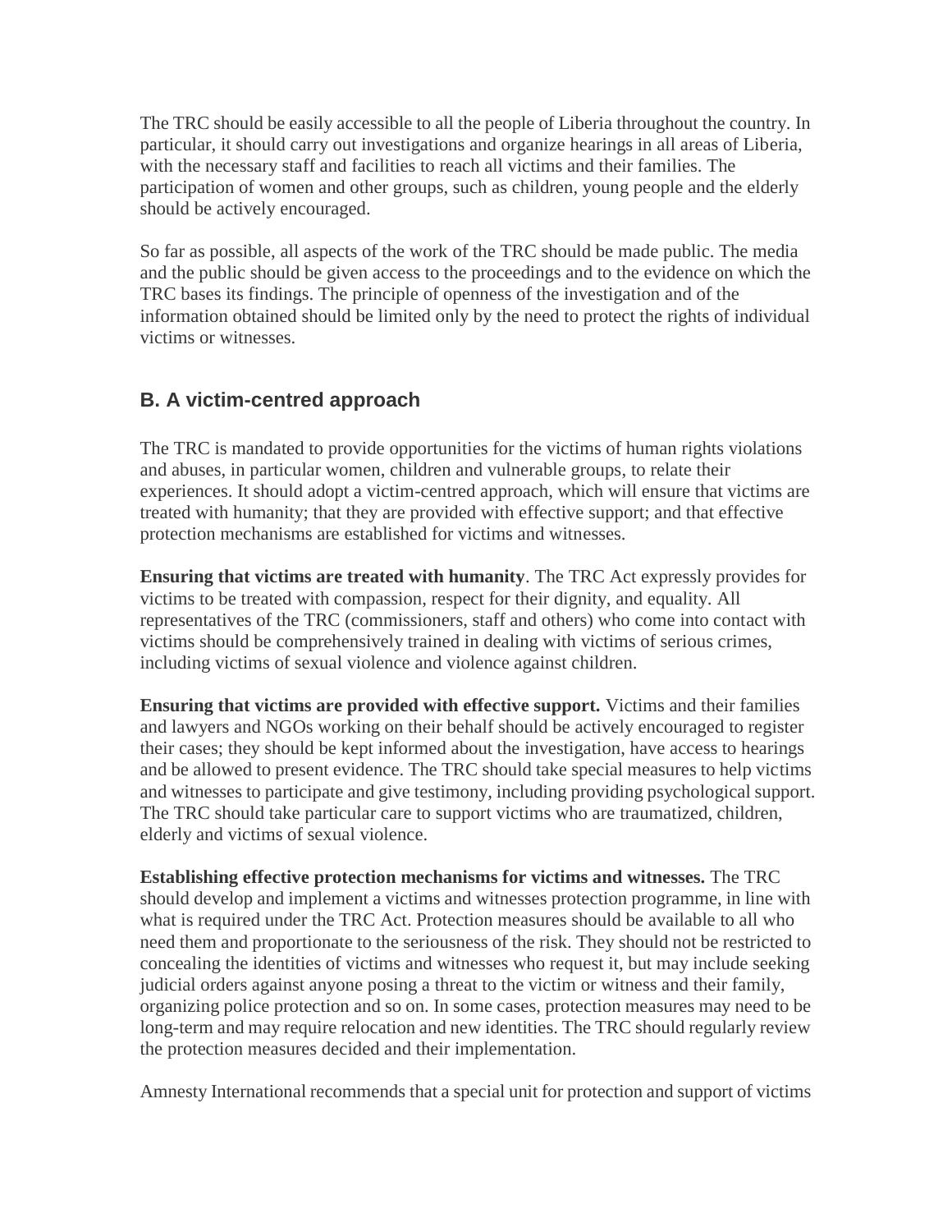The TRC should be easily accessible to all the people of Liberia throughout the country. In particular, it should carry out investigations and organize hearings in all areas of Liberia, with the necessary staff and facilities to reach all victims and their families. The participation of women and other groups, such as children, young people and the elderly should be actively encouraged.

So far as possible, all aspects of the work of the TRC should be made public. The media and the public should be given access to the proceedings and to the evidence on which the TRC bases its findings. The principle of openness of the investigation and of the information obtained should be limited only by the need to protect the rights of individual victims or witnesses.

## B. A victim-centred approach

The TRC is mandated to provide opportunities for the victims of human rights violations and abuses, in particular women, children and vulnerable groups, to relate their experiences. It should adopt a victim-centred approach, which will ensure that victims are treated with humanity; that they are provided with effective support; and that effective protection mechanisms are established for victims and witnesses.

**Ensuring that victims are treated with humanity**. The TRC Act expressly provides for victims to be treated with compassion, respect for their dignity, and equality. All representatives of the TRC (commissioners, staff and others) who come into contact with victims should be comprehensively trained in dealing with victims of serious crimes, including victims of sexual violence and violence against children.

**Ensuring that victims are provided with effective support.** Victims and their families and lawyers and NGOs working on their behalf should be actively encouraged to register their cases; they should be kept informed about the investigation, have access to hearings and be allowed to present evidence. The TRC should take special measures to help victims and witnesses to participate and give testimony, including providing psychological support. The TRC should take particular care to support victims who are traumatized, children, elderly and victims of sexual violence.

**Establishing effective protection mechanisms for victims and witnesses.** The TRC should develop and implement a victims and witnesses protection programme, in line with what is required under the TRC Act. Protection measures should be available to all who need them and proportionate to the seriousness of the risk. They should not be restricted to concealing the identities of victims and witnesses who request it, but may include seeking judicial orders against anyone posing a threat to the victim or witness and their family, organizing police protection and so on. In some cases, protection measures may need to be long-term and may require relocation and new identities. The TRC should regularly review the protection measures decided and their implementation.

Amnesty International recommends that a special unit for protection and support of victims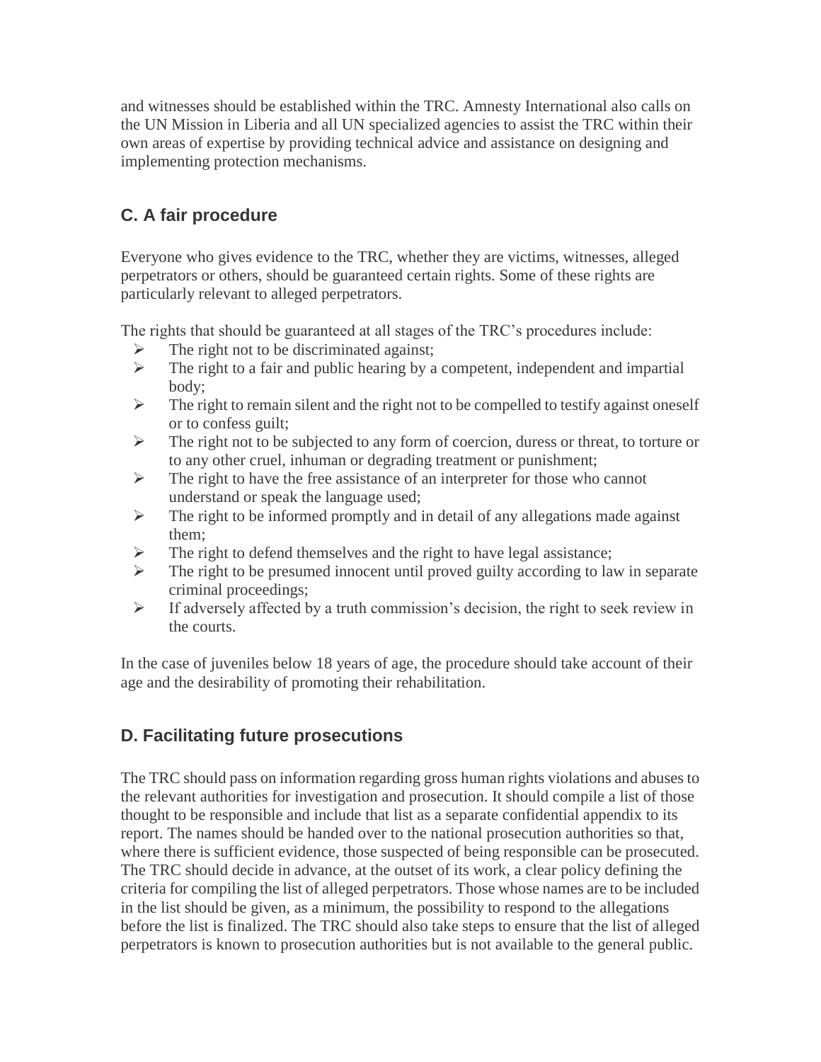and witnesses should be established within the TRC. Amnesty International also calls on the UN Mission in Liberia and all UN specialized agencies to assist the TRC within their own areas of expertise by providing technical advice and assistance on designing and implementing protection mechanisms.

## C. A fair procedure

Everyone who gives evidence to the TRC, whether they are victims, witnesses, alleged perpetrators or others, should be guaranteed certain rights. Some of these rights are particularly relevant to alleged perpetrators.

The rights that should be guaranteed at all stages of the TRC's procedures include:

- The right not to be discriminated against;
- The right to a fair and public hearing by a competent, independent and impartial body;
- The right to remain silent and the right not to be compelled to testify against oneself or to confess guilt;
- The right not to be subjected to any form of coercion, duress or threat, to torture or to any other cruel, inhuman or degrading treatment or punishment;
- The right to have the free assistance of an interpreter for those who cannot understand or speak the language used;
- The right to be informed promptly and in detail of any allegations made against them;
- The right to defend themselves and the right to have legal assistance;
- The right to be presumed innocent until proved guilty according to law in separate criminal proceedings;
- If adversely affected by a truth commission's decision, the right to seek review in the courts.

In the case of juveniles below 18 years of age, the procedure should take account of their age and the desirability of promoting their rehabilitation.

## D. Facilitating future prosecutions

The TRC should pass on information regarding gross human rights violations and abuses to the relevant authorities for investigation and prosecution. It should compile a list of those thought to be responsible and include that list as a separate confidential appendix to its report. The names should be handed over to the national prosecution authorities so that, where there is sufficient evidence, those suspected of being responsible can be prosecuted. The TRC should decide in advance, at the outset of its work, a clear policy defining the criteria for compiling the list of alleged perpetrators. Those whose names are to be included in the list should be given, as a minimum, the possibility to respond to the allegations before the list is finalized. The TRC should also take steps to ensure that the list of alleged perpetrators is known to prosecution authorities but is not available to the general public.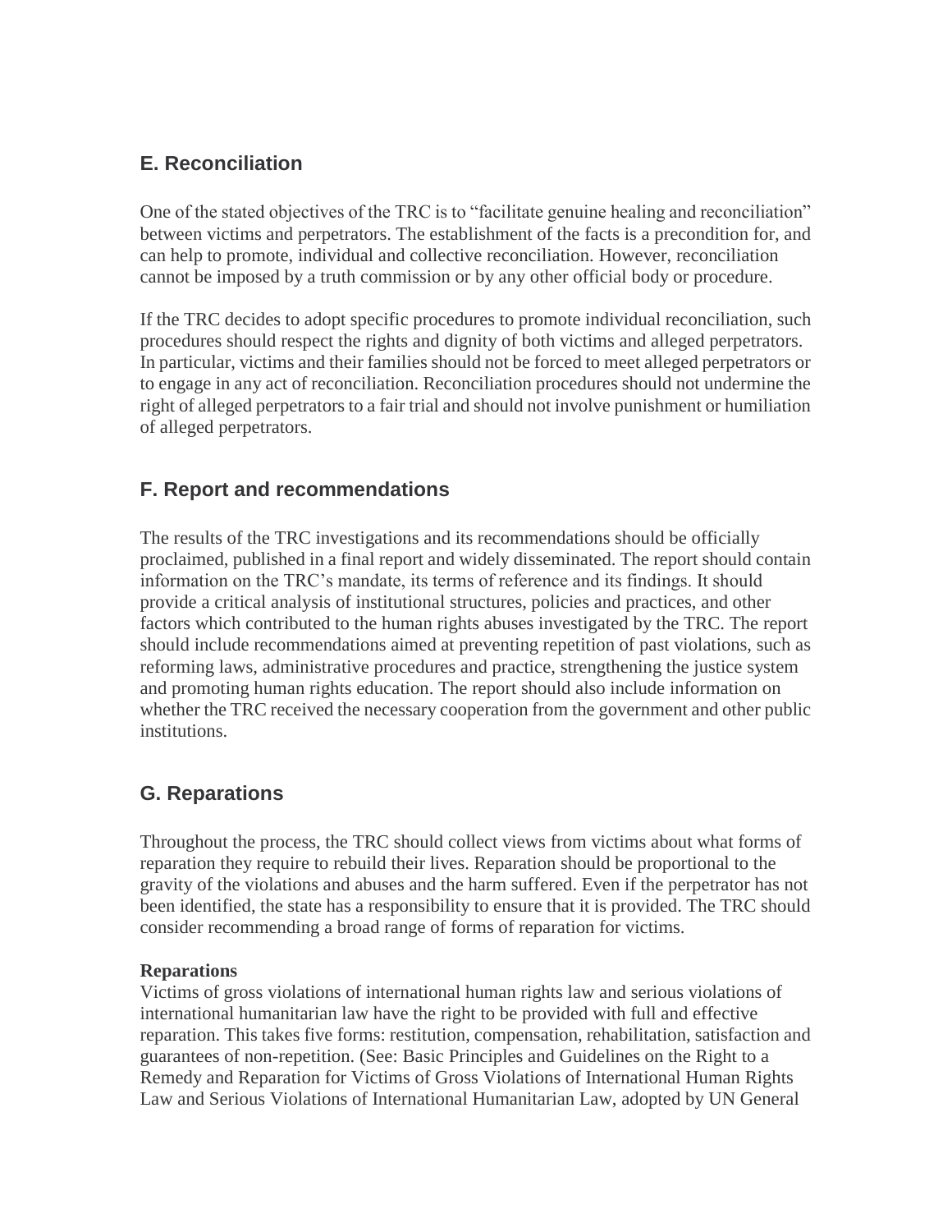## E. Reconciliation

One of the stated objectives of the TRC is to "facilitate genuine healing and reconciliation" between victims and perpetrators. The establishment of the facts is a precondition for, and can help to promote, individual and collective reconciliation. However, reconciliation cannot be imposed by a truth commission or by any other official body or procedure.

If the TRC decides to adopt specific procedures to promote individual reconciliation, such procedures should respect the rights and dignity of both victims and alleged perpetrators. In particular, victims and their families should not be forced to meet alleged perpetrators or to engage in any act of reconciliation. Reconciliation procedures should not undermine the right of alleged perpetrators to a fair trial and should not involve punishment or humiliation of alleged perpetrators.

## F. Report and recommendations

The results of the TRC investigations and its recommendations should be officially proclaimed, published in a final report and widely disseminated. The report should contain information on the TRC's mandate, its terms of reference and its findings. It should provide a critical analysis of institutional structures, policies and practices, and other factors which contributed to the human rights abuses investigated by the TRC. The report should include recommendations aimed at preventing repetition of past violations, such as reforming laws, administrative procedures and practice, strengthening the justice system and promoting human rights education. The report should also include information on whether the TRC received the necessary cooperation from the government and other public institutions.

## G. Reparations

Throughout the process, the TRC should collect views from victims about what forms of reparation they require to rebuild their lives. Reparation should be proportional to the gravity of the violations and abuses and the harm suffered. Even if the perpetrator has not been identified, the state has a responsibility to ensure that it is provided. The TRC should consider recommending a broad range of forms of reparation for victims.

**Reparations**
Victims of gross violations of international human rights law and serious violations of international humanitarian law have the right to be provided with full and effective reparation. This takes five forms: restitution, compensation, rehabilitation, satisfaction and guarantees of non-repetition. (See: Basic Principles and Guidelines on the Right to a Remedy and Reparation for Victims of Gross Violations of International Human Rights Law and Serious Violations of International Humanitarian Law, adopted by UN General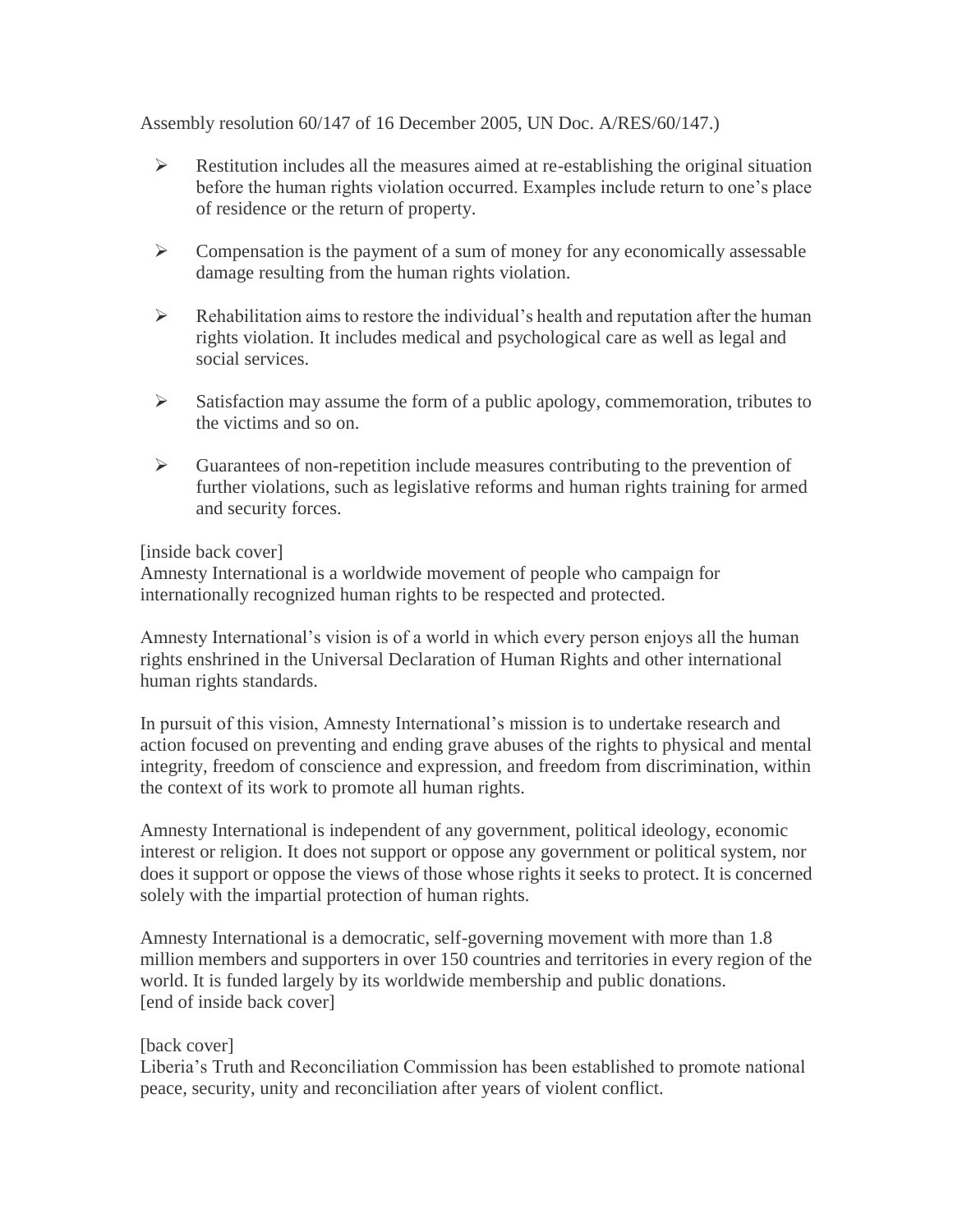Assembly resolution 60/147 of 16 December 2005, UN Doc. A/RES/60/147.)

- Restitution includes all the measures aimed at re-establishing the original situation before the human rights violation occurred. Examples include return to one's place of residence or the return of property.

- Compensation is the payment of a sum of money for any economically assessable damage resulting from the human rights violation.

- Rehabilitation aims to restore the individual's health and reputation after the human rights violation. It includes medical and psychological care as well as legal and social services.

- Satisfaction may assume the form of a public apology, commemoration, tributes to the victims and so on.

- Guarantees of non-repetition include measures contributing to the prevention of further violations, such as legislative reforms and human rights training for armed and security forces.

[inside back cover]
Amnesty International is a worldwide movement of people who campaign for internationally recognized human rights to be respected and protected.

Amnesty International's vision is of a world in which every person enjoys all the human rights enshrined in the Universal Declaration of Human Rights and other international human rights standards.

In pursuit of this vision, Amnesty International's mission is to undertake research and action focused on preventing and ending grave abuses of the rights to physical and mental integrity, freedom of conscience and expression, and freedom from discrimination, within the context of its work to promote all human rights.

Amnesty International is independent of any government, political ideology, economic interest or religion. It does not support or oppose any government or political system, nor does it support or oppose the views of those whose rights it seeks to protect. It is concerned solely with the impartial protection of human rights.

Amnesty International is a democratic, self-governing movement with more than 1.8 million members and supporters in over 150 countries and territories in every region of the world. It is funded largely by its worldwide membership and public donations.
[end of inside back cover]

[back cover]
Liberia's Truth and Reconciliation Commission has been established to promote national peace, security, unity and reconciliation after years of violent conflict.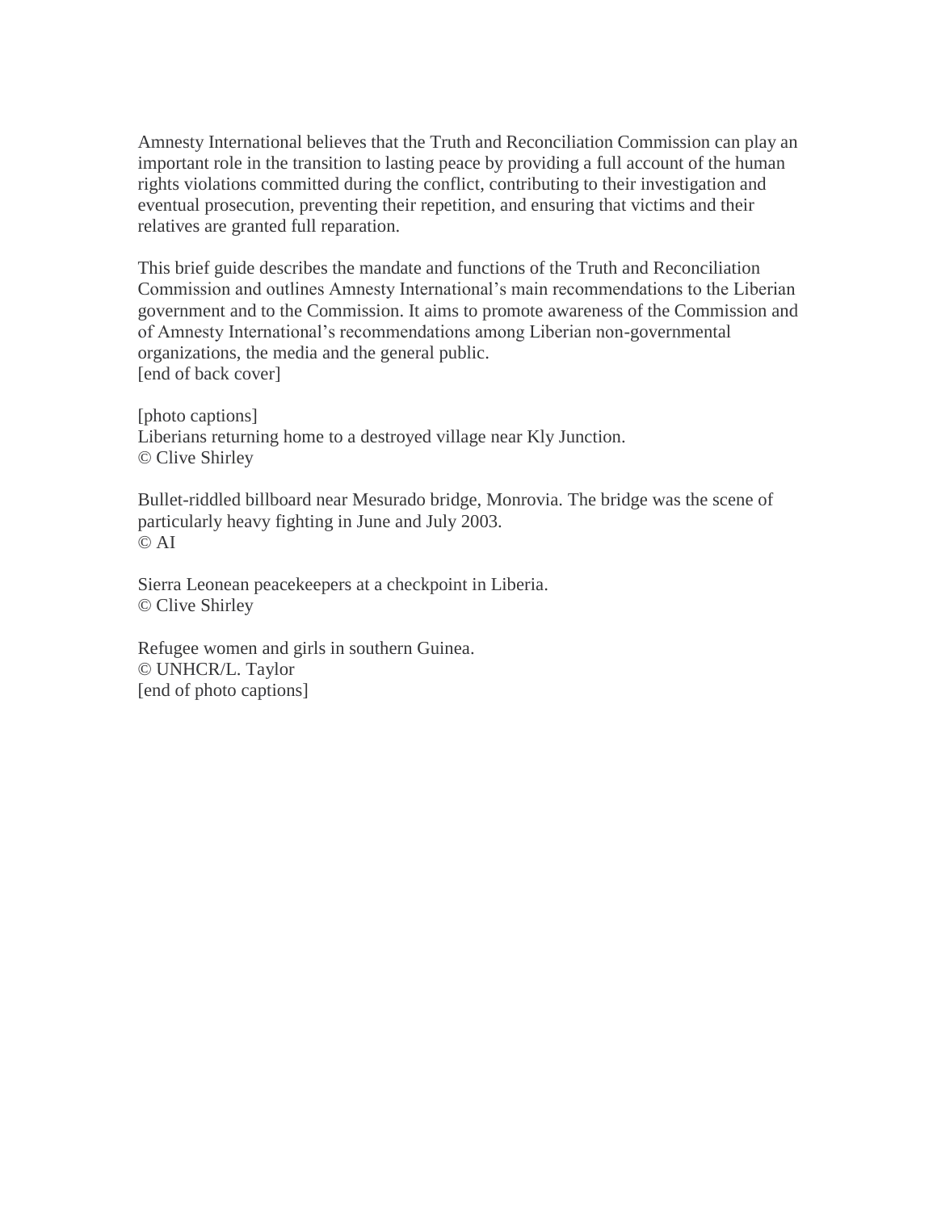Amnesty International believes that the Truth and Reconciliation Commission can play an important role in the transition to lasting peace by providing a full account of the human rights violations committed during the conflict, contributing to their investigation and eventual prosecution, preventing their repetition, and ensuring that victims and their relatives are granted full reparation.

This brief guide describes the mandate and functions of the Truth and Reconciliation Commission and outlines Amnesty International's main recommendations to the Liberian government and to the Commission. It aims to promote awareness of the Commission and of Amnesty International's recommendations among Liberian non-governmental organizations, the media and the general public.
[end of back cover]

[photo captions]
Liberians returning home to a destroyed village near Kly Junction.
© Clive Shirley

Bullet-riddled billboard near Mesurado bridge, Monrovia. The bridge was the scene of particularly heavy fighting in June and July 2003.
© AI

Sierra Leonean peacekeepers at a checkpoint in Liberia.
© Clive Shirley

Refugee women and girls in southern Guinea.
© UNHCR/L. Taylor
[end of photo captions]